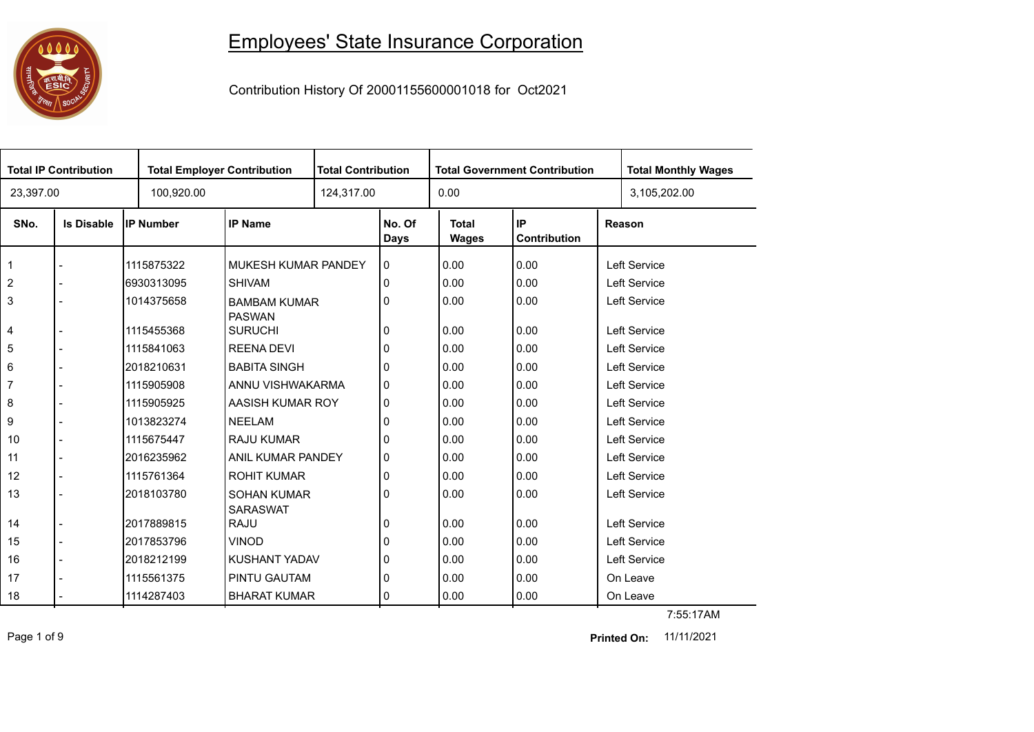# Employees' State Insurance Corporation

Contribution History Of 20001155600001018 for Oct2021

| Total IP Contribution | Total Employer Contribution | Total Contribution | Total Government Contribution | Total Monthly Wages |
|---|---|---|---|---|
| 23,397.00 | 100,920.00 | 124,317.00 | 0.00 | 3,105,202.00 |

| SNo. | Is Disable | IP Number | IP Name | No. Of Days | Total Wages | IP Contribution | Reason |
|---|---|---|---|---|---|---|---|
| 1 | - | 1115875322 | MUKESH KUMAR PANDEY | 0 | 0.00 | 0.00 | Left Service |
| 2 | - | 6930313095 | SHIVAM | 0 | 0.00 | 0.00 | Left Service |
| 3 | - | 1014375658 | BAMBAM KUMAR PASWAN | 0 | 0.00 | 0.00 | Left Service |
| 4 | - | 1115455368 | SURUCHI | 0 | 0.00 | 0.00 | Left Service |
| 5 | - | 1115841063 | REENA DEVI | 0 | 0.00 | 0.00 | Left Service |
| 6 | - | 2018210631 | BABITA SINGH | 0 | 0.00 | 0.00 | Left Service |
| 7 | - | 1115905908 | ANNU VISHWAKARMA | 0 | 0.00 | 0.00 | Left Service |
| 8 | - | 1115905925 | AASISH KUMAR ROY | 0 | 0.00 | 0.00 | Left Service |
| 9 | - | 1013823274 | NEELAM | 0 | 0.00 | 0.00 | Left Service |
| 10 | - | 1115675447 | RAJU KUMAR | 0 | 0.00 | 0.00 | Left Service |
| 11 | - | 2016235962 | ANIL KUMAR PANDEY | 0 | 0.00 | 0.00 | Left Service |
| 12 | - | 1115761364 | ROHIT KUMAR | 0 | 0.00 | 0.00 | Left Service |
| 13 | - | 2018103780 | SOHAN KUMAR SARASWAT | 0 | 0.00 | 0.00 | Left Service |
| 14 | - | 2017889815 | RAJU | 0 | 0.00 | 0.00 | Left Service |
| 15 | - | 2017853796 | VINOD | 0 | 0.00 | 0.00 | Left Service |
| 16 | - | 2018212199 | KUSHANT YADAV | 0 | 0.00 | 0.00 | Left Service |
| 17 | - | 1115561375 | PINTU GAUTAM | 0 | 0.00 | 0.00 | On Leave |
| 18 | - | 1114287403 | BHARAT KUMAR | 0 | 0.00 | 0.00 | On Leave |

7:55:17AM

**Printed On:** 11/11/2021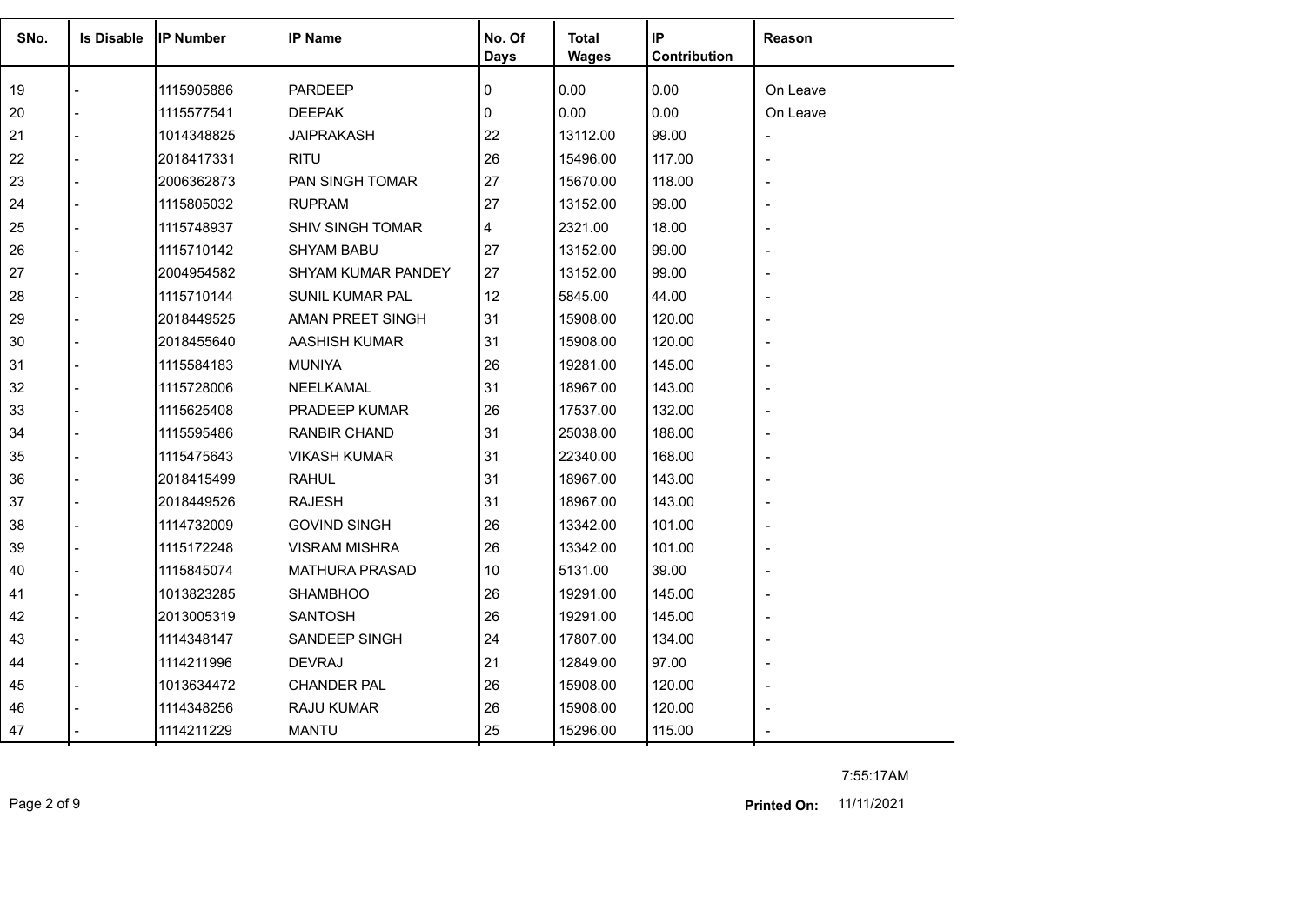| SNo. | Is Disable | IP Number | IP Name | No. Of Days | Total Wages | IP Contribution | Reason |
|---|---|---|---|---|---|---|---|
| 19 | - | 1115905886 | PARDEEP | 0 | 0.00 | 0.00 | On Leave |
| 20 | - | 1115577541 | DEEPAK | 0 | 0.00 | 0.00 | On Leave |
| 21 | - | 1014348825 | JAIPRAKASH | 22 | 13112.00 | 99.00 | - |
| 22 | - | 2018417331 | RITU | 26 | 15496.00 | 117.00 | - |
| 23 | - | 2006362873 | PAN SINGH TOMAR | 27 | 15670.00 | 118.00 | - |
| 24 | - | 1115805032 | RUPRAM | 27 | 13152.00 | 99.00 | - |
| 25 | - | 1115748937 | SHIV SINGH TOMAR | 4 | 2321.00 | 18.00 | - |
| 26 | - | 1115710142 | SHYAM BABU | 27 | 13152.00 | 99.00 | - |
| 27 | - | 2004954582 | SHYAM KUMAR PANDEY | 27 | 13152.00 | 99.00 | - |
| 28 | - | 1115710144 | SUNIL KUMAR PAL | 12 | 5845.00 | 44.00 | - |
| 29 | - | 2018449525 | AMAN PREET SINGH | 31 | 15908.00 | 120.00 | - |
| 30 | - | 2018455640 | AASHISH KUMAR | 31 | 15908.00 | 120.00 | - |
| 31 | - | 1115584183 | MUNIYA | 26 | 19281.00 | 145.00 | - |
| 32 | - | 1115728006 | NEELKAMAL | 31 | 18967.00 | 143.00 | - |
| 33 | - | 1115625408 | PRADEEP KUMAR | 26 | 17537.00 | 132.00 | - |
| 34 | - | 1115595486 | RANBIR CHAND | 31 | 25038.00 | 188.00 | - |
| 35 | - | 1115475643 | VIKASH KUMAR | 31 | 22340.00 | 168.00 | - |
| 36 | - | 2018415499 | RAHUL | 31 | 18967.00 | 143.00 | - |
| 37 | - | 2018449526 | RAJESH | 31 | 18967.00 | 143.00 | - |
| 38 | - | 1114732009 | GOVIND SINGH | 26 | 13342.00 | 101.00 | - |
| 39 | - | 1115172248 | VISRAM MISHRA | 26 | 13342.00 | 101.00 | - |
| 40 | - | 1115845074 | MATHURA PRASAD | 10 | 5131.00 | 39.00 | - |
| 41 | - | 1013823285 | SHAMBHOO | 26 | 19291.00 | 145.00 | - |
| 42 | - | 2013005319 | SANTOSH | 26 | 19291.00 | 145.00 | - |
| 43 | - | 1114348147 | SANDEEP SINGH | 24 | 17807.00 | 134.00 | - |
| 44 | - | 1114211996 | DEVRAJ | 21 | 12849.00 | 97.00 | - |
| 45 | - | 1013634472 | CHANDER PAL | 26 | 15908.00 | 120.00 | - |
| 46 | - | 1114348256 | RAJU KUMAR | 26 | 15908.00 | 120.00 | - |
| 47 | - | 1114211229 | MANTU | 25 | 15296.00 | 115.00 | - |

7:55:17AM

**Printed On:** 11/11/2021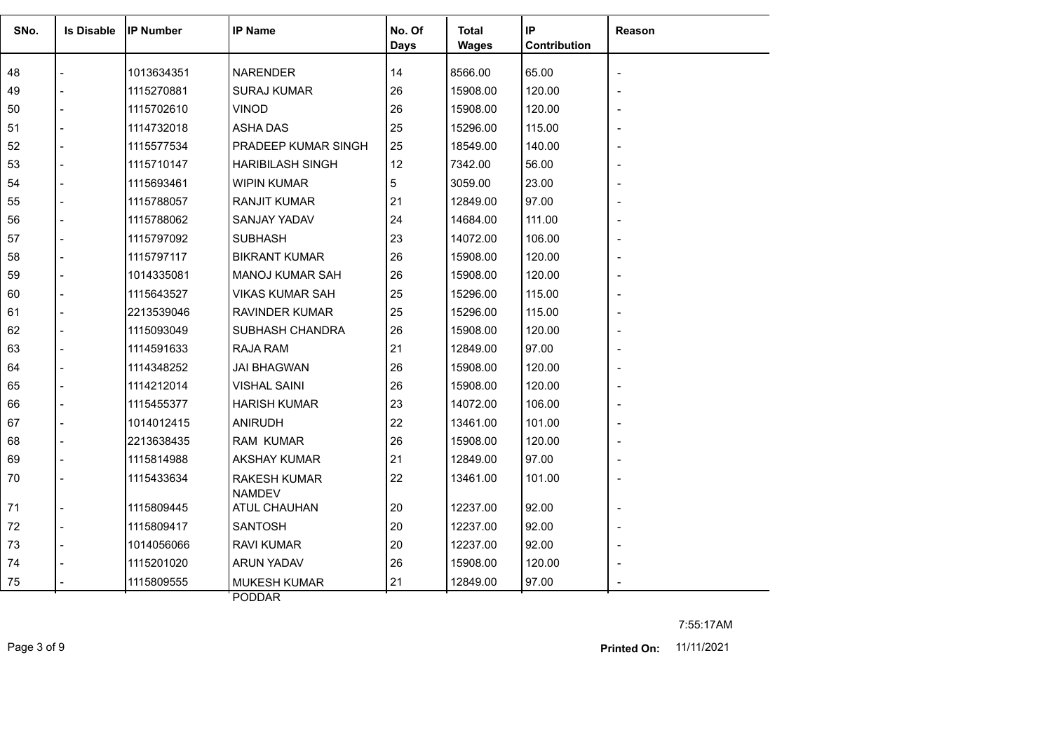| SNo. | Is Disable | IP Number | IP Name | No. Of Days | Total Wages | IP Contribution | Reason |
|---|---|---|---|---|---|---|---|
| 48 | - | 1013634351 | NARENDER | 14 | 8566.00 | 65.00 | - |
| 49 | - | 1115270881 | SURAJ KUMAR | 26 | 15908.00 | 120.00 | - |
| 50 | - | 1115702610 | VINOD | 26 | 15908.00 | 120.00 | - |
| 51 | - | 1114732018 | ASHA DAS | 25 | 15296.00 | 115.00 | - |
| 52 | - | 1115577534 | PRADEEP KUMAR SINGH | 25 | 18549.00 | 140.00 | - |
| 53 | - | 1115710147 | HARIBILASH SINGH | 12 | 7342.00 | 56.00 | - |
| 54 | - | 1115693461 | WIPIN KUMAR | 5 | 3059.00 | 23.00 | - |
| 55 | - | 1115788057 | RANJIT KUMAR | 21 | 12849.00 | 97.00 | - |
| 56 | - | 1115788062 | SANJAY YADAV | 24 | 14684.00 | 111.00 | - |
| 57 | - | 1115797092 | SUBHASH | 23 | 14072.00 | 106.00 | - |
| 58 | - | 1115797117 | BIKRANT KUMAR | 26 | 15908.00 | 120.00 | - |
| 59 | - | 1014335081 | MANOJ KUMAR SAH | 26 | 15908.00 | 120.00 | - |
| 60 | - | 1115643527 | VIKAS KUMAR SAH | 25 | 15296.00 | 115.00 | - |
| 61 | - | 2213539046 | RAVINDER KUMAR | 25 | 15296.00 | 115.00 | - |
| 62 | - | 1115093049 | SUBHASH CHANDRA | 26 | 15908.00 | 120.00 | - |
| 63 | - | 1114591633 | RAJA RAM | 21 | 12849.00 | 97.00 | - |
| 64 | - | 1114348252 | JAI BHAGWAN | 26 | 15908.00 | 120.00 | - |
| 65 | - | 1114212014 | VISHAL SAINI | 26 | 15908.00 | 120.00 | - |
| 66 | - | 1115455377 | HARISH KUMAR | 23 | 14072.00 | 106.00 | - |
| 67 | - | 1014012415 | ANIRUDH | 22 | 13461.00 | 101.00 | - |
| 68 | - | 2213638435 | RAM KUMAR | 26 | 15908.00 | 120.00 | - |
| 69 | - | 1115814988 | AKSHAY KUMAR | 21 | 12849.00 | 97.00 | - |
| 70 | - | 1115433634 | RAKESH KUMAR NAMDEV | 22 | 13461.00 | 101.00 | - |
| 71 | - | 1115809445 | ATUL CHAUHAN | 20 | 12237.00 | 92.00 | - |
| 72 | - | 1115809417 | SANTOSH | 20 | 12237.00 | 92.00 | - |
| 73 | - | 1014056066 | RAVI KUMAR | 20 | 12237.00 | 92.00 | - |
| 74 | - | 1115201020 | ARUN YADAV | 26 | 15908.00 | 120.00 | - |
| 75 | - | 1115809555 | MUKESH KUMAR PODDAR | 21 | 12849.00 | 97.00 | - |

7:55:17AM

**Printed On:** 11/11/2021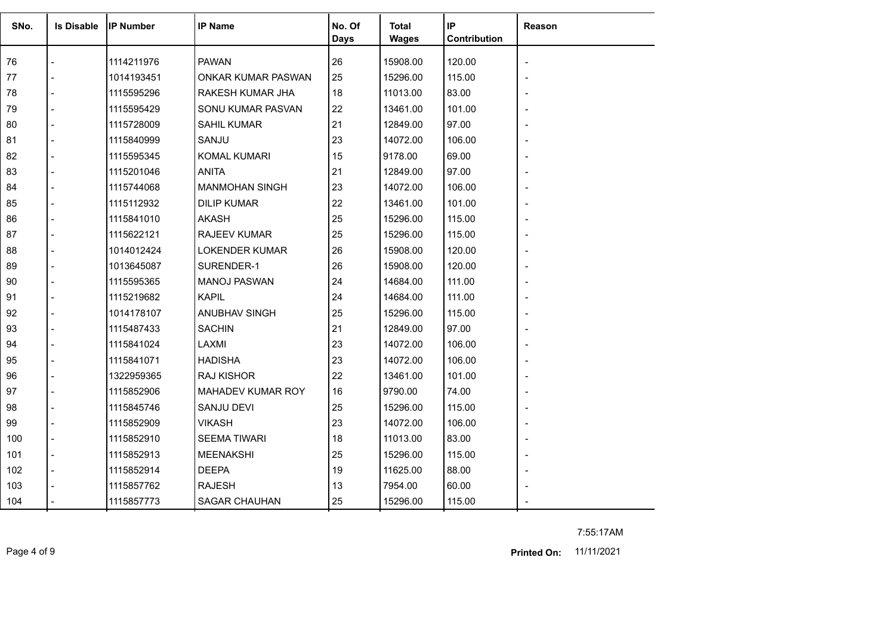| SNo. | Is Disable | IP Number | IP Name | No. Of Days | Total Wages | IP Contribution | Reason |
|---|---|---|---|---|---|---|---|
| 76 | - | 1114211976 | PAWAN | 26 | 15908.00 | 120.00 | - |
| 77 | - | 1014193451 | ONKAR KUMAR PASWAN | 25 | 15296.00 | 115.00 | - |
| 78 | - | 1115595296 | RAKESH KUMAR JHA | 18 | 11013.00 | 83.00 | - |
| 79 | - | 1115595429 | SONU KUMAR PASVAN | 22 | 13461.00 | 101.00 | - |
| 80 | - | 1115728009 | SAHIL KUMAR | 21 | 12849.00 | 97.00 | - |
| 81 | - | 1115840999 | SANJU | 23 | 14072.00 | 106.00 | - |
| 82 | - | 1115595345 | KOMAL KUMARI | 15 | 9178.00 | 69.00 | - |
| 83 | - | 1115201046 | ANITA | 21 | 12849.00 | 97.00 | - |
| 84 | - | 1115744068 | MANMOHAN SINGH | 23 | 14072.00 | 106.00 | - |
| 85 | - | 1115112932 | DILIP KUMAR | 22 | 13461.00 | 101.00 | - |
| 86 | - | 1115841010 | AKASH | 25 | 15296.00 | 115.00 | - |
| 87 | - | 1115622121 | RAJEEV KUMAR | 25 | 15296.00 | 115.00 | - |
| 88 | - | 1014012424 | LOKENDER KUMAR | 26 | 15908.00 | 120.00 | - |
| 89 | - | 1013645087 | SURENDER-1 | 26 | 15908.00 | 120.00 | - |
| 90 | - | 1115595365 | MANOJ PASWAN | 24 | 14684.00 | 111.00 | - |
| 91 | - | 1115219682 | KAPIL | 24 | 14684.00 | 111.00 | - |
| 92 | - | 1014178107 | ANUBHAV SINGH | 25 | 15296.00 | 115.00 | - |
| 93 | - | 1115487433 | SACHIN | 21 | 12849.00 | 97.00 | - |
| 94 | - | 1115841024 | LAXMI | 23 | 14072.00 | 106.00 | - |
| 95 | - | 1115841071 | HADISHA | 23 | 14072.00 | 106.00 | - |
| 96 | - | 1322959365 | RAJ KISHOR | 22 | 13461.00 | 101.00 | - |
| 97 | - | 1115852906 | MAHADEV KUMAR ROY | 16 | 9790.00 | 74.00 | - |
| 98 | - | 1115845746 | SANJU DEVI | 25 | 15296.00 | 115.00 | - |
| 99 | - | 1115852909 | VIKASH | 23 | 14072.00 | 106.00 | - |
| 100 | - | 1115852910 | SEEMA TIWARI | 18 | 11013.00 | 83.00 | - |
| 101 | - | 1115852913 | MEENAKSHI | 25 | 15296.00 | 115.00 | - |
| 102 | - | 1115852914 | DEEPA | 19 | 11625.00 | 88.00 | - |
| 103 | - | 1115857762 | RAJESH | 13 | 7954.00 | 60.00 | - |
| 104 | - | 1115857773 | SAGAR CHAUHAN | 25 | 15296.00 | 115.00 | - |

7:55:17AM

**Printed On:** 11/11/2021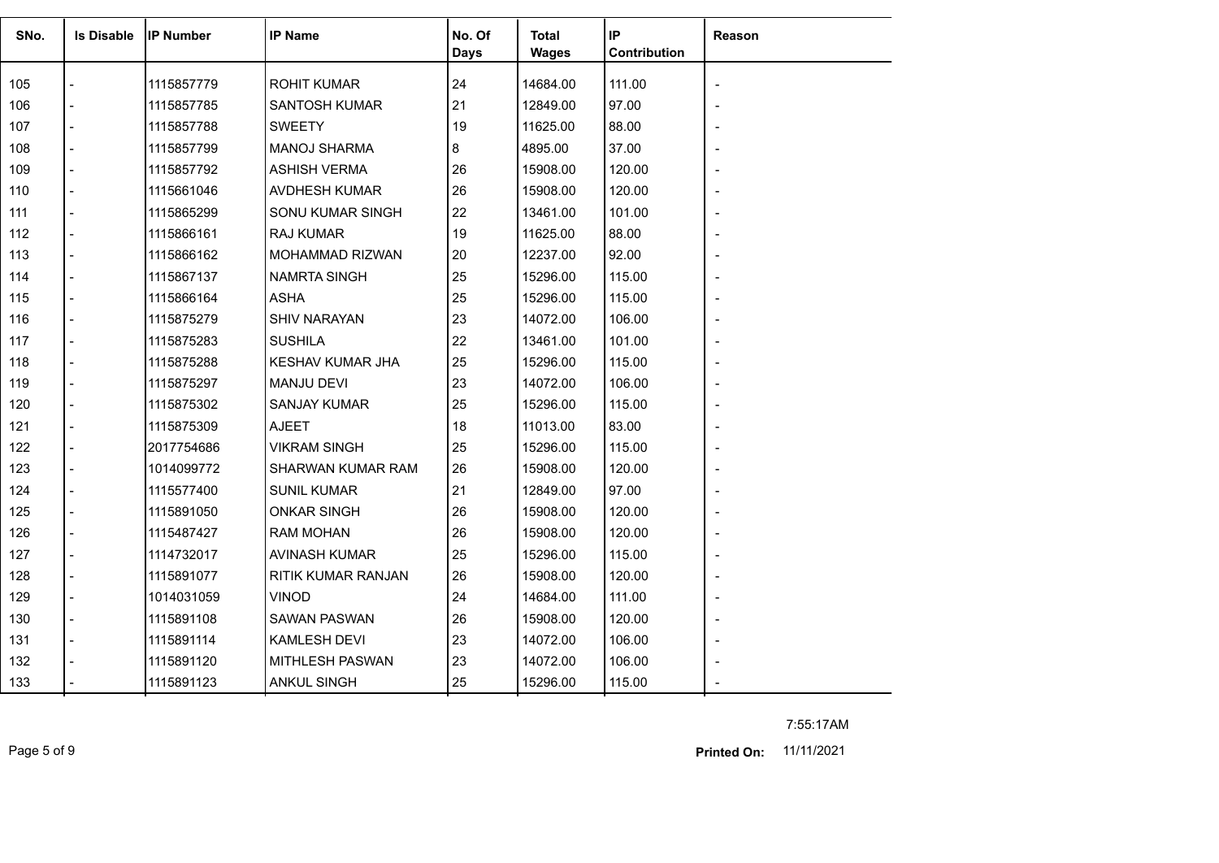| SNo. | Is Disable | IP Number | IP Name | No. Of Days | Total Wages | IP Contribution | Reason |
|---|---|---|---|---|---|---|---|
| 105 | - | 1115857779 | ROHIT KUMAR | 24 | 14684.00 | 111.00 | - |
| 106 | - | 1115857785 | SANTOSH KUMAR | 21 | 12849.00 | 97.00 | - |
| 107 | - | 1115857788 | SWEETY | 19 | 11625.00 | 88.00 | - |
| 108 | - | 1115857799 | MANOJ SHARMA | 8 | 4895.00 | 37.00 | - |
| 109 | - | 1115857792 | ASHISH VERMA | 26 | 15908.00 | 120.00 | - |
| 110 | - | 1115661046 | AVDHESH KUMAR | 26 | 15908.00 | 120.00 | - |
| 111 | - | 1115865299 | SONU KUMAR SINGH | 22 | 13461.00 | 101.00 | - |
| 112 | - | 1115866161 | RAJ KUMAR | 19 | 11625.00 | 88.00 | - |
| 113 | - | 1115866162 | MOHAMMAD RIZWAN | 20 | 12237.00 | 92.00 | - |
| 114 | - | 1115867137 | NAMRTA SINGH | 25 | 15296.00 | 115.00 | - |
| 115 | - | 1115866164 | ASHA | 25 | 15296.00 | 115.00 | - |
| 116 | - | 1115875279 | SHIV NARAYAN | 23 | 14072.00 | 106.00 | - |
| 117 | - | 1115875283 | SUSHILA | 22 | 13461.00 | 101.00 | - |
| 118 | - | 1115875288 | KESHAV KUMAR JHA | 25 | 15296.00 | 115.00 | - |
| 119 | - | 1115875297 | MANJU DEVI | 23 | 14072.00 | 106.00 | - |
| 120 | - | 1115875302 | SANJAY KUMAR | 25 | 15296.00 | 115.00 | - |
| 121 | - | 1115875309 | AJEET | 18 | 11013.00 | 83.00 | - |
| 122 | - | 2017754686 | VIKRAM SINGH | 25 | 15296.00 | 115.00 | - |
| 123 | - | 1014099772 | SHARWAN KUMAR RAM | 26 | 15908.00 | 120.00 | - |
| 124 | - | 1115577400 | SUNIL KUMAR | 21 | 12849.00 | 97.00 | - |
| 125 | - | 1115891050 | ONKAR SINGH | 26 | 15908.00 | 120.00 | - |
| 126 | - | 1115487427 | RAM MOHAN | 26 | 15908.00 | 120.00 | - |
| 127 | - | 1114732017 | AVINASH KUMAR | 25 | 15296.00 | 115.00 | - |
| 128 | - | 1115891077 | RITIK KUMAR RANJAN | 26 | 15908.00 | 120.00 | - |
| 129 | - | 1014031059 | VINOD | 24 | 14684.00 | 111.00 | - |
| 130 | - | 1115891108 | SAWAN PASWAN | 26 | 15908.00 | 120.00 | - |
| 131 | - | 1115891114 | KAMLESH DEVI | 23 | 14072.00 | 106.00 | - |
| 132 | - | 1115891120 | MITHLESH PASWAN | 23 | 14072.00 | 106.00 | - |
| 133 | - | 1115891123 | ANKUL SINGH | 25 | 15296.00 | 115.00 | - |

7:55:17AM

**Printed On:** 11/11/2021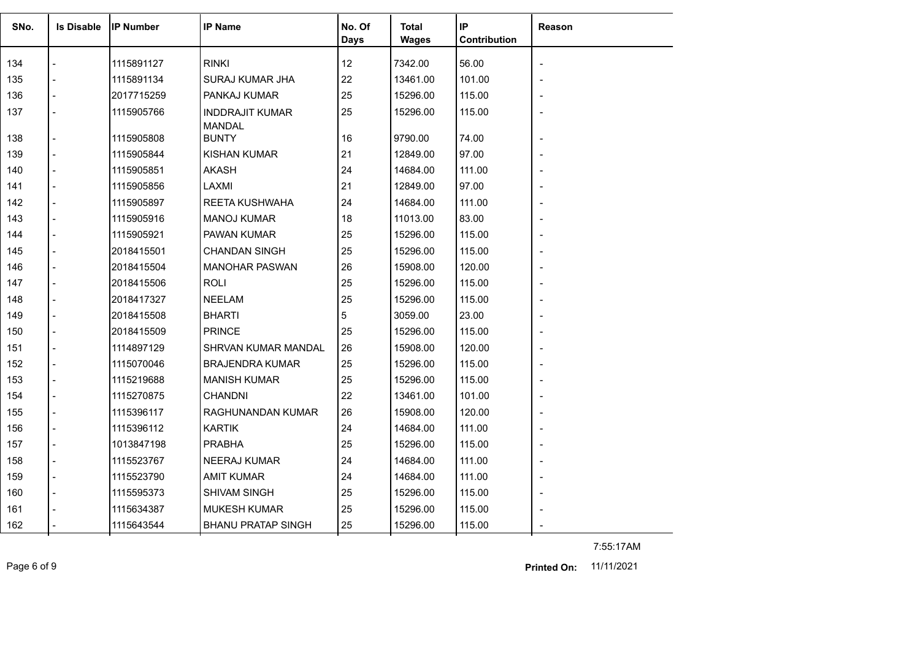| SNo. | Is Disable | IP Number | IP Name | No. Of Days | Total Wages | IP Contribution | Reason |
|---|---|---|---|---|---|---|---|
| 134 | - | 1115891127 | RINKI | 12 | 7342.00 | 56.00 | - |
| 135 | - | 1115891134 | SURAJ KUMAR JHA | 22 | 13461.00 | 101.00 | - |
| 136 | - | 2017715259 | PANKAJ KUMAR | 25 | 15296.00 | 115.00 | - |
| 137 | - | 1115905766 | INDDRAJIT KUMAR MANDAL | 25 | 15296.00 | 115.00 | - |
| 138 | - | 1115905808 | BUNTY | 16 | 9790.00 | 74.00 | - |
| 139 | - | 1115905844 | KISHAN KUMAR | 21 | 12849.00 | 97.00 | - |
| 140 | - | 1115905851 | AKASH | 24 | 14684.00 | 111.00 | - |
| 141 | - | 1115905856 | LAXMI | 21 | 12849.00 | 97.00 | - |
| 142 | - | 1115905897 | REETA KUSHWAHA | 24 | 14684.00 | 111.00 | - |
| 143 | - | 1115905916 | MANOJ KUMAR | 18 | 11013.00 | 83.00 | - |
| 144 | - | 1115905921 | PAWAN KUMAR | 25 | 15296.00 | 115.00 | - |
| 145 | - | 2018415501 | CHANDAN SINGH | 25 | 15296.00 | 115.00 | - |
| 146 | - | 2018415504 | MANOHAR PASWAN | 26 | 15908.00 | 120.00 | - |
| 147 | - | 2018415506 | ROLI | 25 | 15296.00 | 115.00 | - |
| 148 | - | 2018417327 | NEELAM | 25 | 15296.00 | 115.00 | - |
| 149 | - | 2018415508 | BHARTI | 5 | 3059.00 | 23.00 | - |
| 150 | - | 2018415509 | PRINCE | 25 | 15296.00 | 115.00 | - |
| 151 | - | 1114897129 | SHRVAN KUMAR MANDAL | 26 | 15908.00 | 120.00 | - |
| 152 | - | 1115070046 | BRAJENDRA KUMAR | 25 | 15296.00 | 115.00 | - |
| 153 | - | 1115219688 | MANISH KUMAR | 25 | 15296.00 | 115.00 | - |
| 154 | - | 1115270875 | CHANDNI | 22 | 13461.00 | 101.00 | - |
| 155 | - | 1115396117 | RAGHUNANDAN KUMAR | 26 | 15908.00 | 120.00 | - |
| 156 | - | 1115396112 | KARTIK | 24 | 14684.00 | 111.00 | - |
| 157 | - | 1013847198 | PRABHA | 25 | 15296.00 | 115.00 | - |
| 158 | - | 1115523767 | NEERAJ KUMAR | 24 | 14684.00 | 111.00 | - |
| 159 | - | 1115523790 | AMIT KUMAR | 24 | 14684.00 | 111.00 | - |
| 160 | - | 1115595373 | SHIVAM SINGH | 25 | 15296.00 | 115.00 | - |
| 161 | - | 1115634387 | MUKESH KUMAR | 25 | 15296.00 | 115.00 | - |
| 162 | - | 1115643544 | BHANU PRATAP SINGH | 25 | 15296.00 | 115.00 | - |

7:55:17AM

**Printed On:** 11/11/2021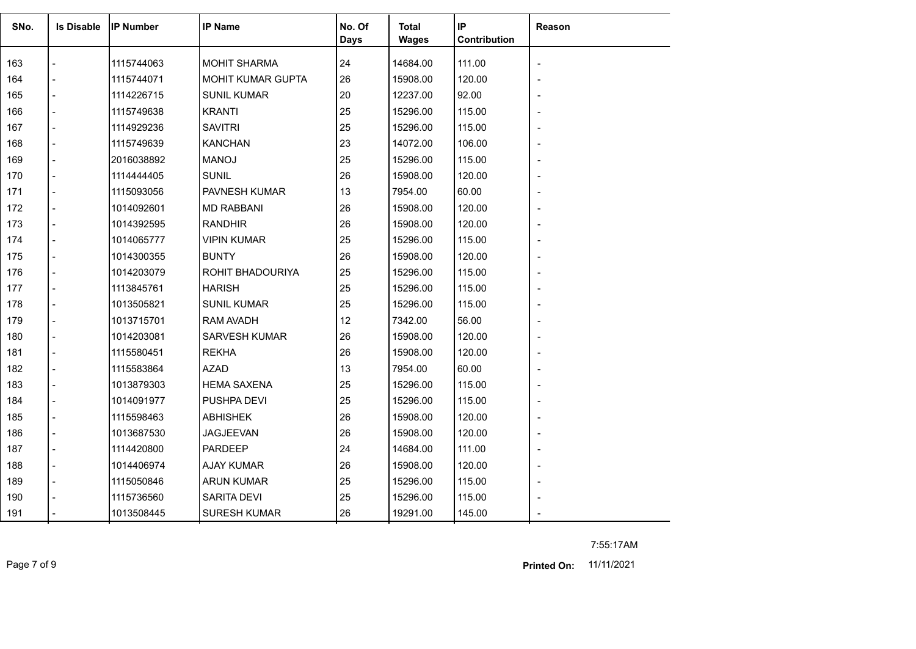| SNo. | Is Disable | IP Number | IP Name | No. Of Days | Total Wages | IP Contribution | Reason |
|---|---|---|---|---|---|---|---|
| 163 | - | 1115744063 | MOHIT SHARMA | 24 | 14684.00 | 111.00 | - |
| 164 | - | 1115744071 | MOHIT KUMAR GUPTA | 26 | 15908.00 | 120.00 | - |
| 165 | - | 1114226715 | SUNIL KUMAR | 20 | 12237.00 | 92.00 | - |
| 166 | - | 1115749638 | KRANTI | 25 | 15296.00 | 115.00 | - |
| 167 | - | 1114929236 | SAVITRI | 25 | 15296.00 | 115.00 | - |
| 168 | - | 1115749639 | KANCHAN | 23 | 14072.00 | 106.00 | - |
| 169 | - | 2016038892 | MANOJ | 25 | 15296.00 | 115.00 | - |
| 170 | - | 1114444405 | SUNIL | 26 | 15908.00 | 120.00 | - |
| 171 | - | 1115093056 | PAVNESH KUMAR | 13 | 7954.00 | 60.00 | - |
| 172 | - | 1014092601 | MD RABBANI | 26 | 15908.00 | 120.00 | - |
| 173 | - | 1014392595 | RANDHIR | 26 | 15908.00 | 120.00 | - |
| 174 | - | 1014065777 | VIPIN KUMAR | 25 | 15296.00 | 115.00 | - |
| 175 | - | 1014300355 | BUNTY | 26 | 15908.00 | 120.00 | - |
| 176 | - | 1014203079 | ROHIT BHADOURIYA | 25 | 15296.00 | 115.00 | - |
| 177 | - | 1113845761 | HARISH | 25 | 15296.00 | 115.00 | - |
| 178 | - | 1013505821 | SUNIL KUMAR | 25 | 15296.00 | 115.00 | - |
| 179 | - | 1013715701 | RAM AVADH | 12 | 7342.00 | 56.00 | - |
| 180 | - | 1014203081 | SARVESH KUMAR | 26 | 15908.00 | 120.00 | - |
| 181 | - | 1115580451 | REKHA | 26 | 15908.00 | 120.00 | - |
| 182 | - | 1115583864 | AZAD | 13 | 7954.00 | 60.00 | - |
| 183 | - | 1013879303 | HEMA SAXENA | 25 | 15296.00 | 115.00 | - |
| 184 | - | 1014091977 | PUSHPA DEVI | 25 | 15296.00 | 115.00 | - |
| 185 | - | 1115598463 | ABHISHEK | 26 | 15908.00 | 120.00 | - |
| 186 | - | 1013687530 | JAGJEEVAN | 26 | 15908.00 | 120.00 | - |
| 187 | - | 1114420800 | PARDEEP | 24 | 14684.00 | 111.00 | - |
| 188 | - | 1014406974 | AJAY KUMAR | 26 | 15908.00 | 120.00 | - |
| 189 | - | 1115050846 | ARUN KUMAR | 25 | 15296.00 | 115.00 | - |
| 190 | - | 1115736560 | SARITA DEVI | 25 | 15296.00 | 115.00 | - |
| 191 | - | 1013508445 | SURESH KUMAR | 26 | 19291.00 | 145.00 | - |

7:55:17AM

**Printed On:** 11/11/2021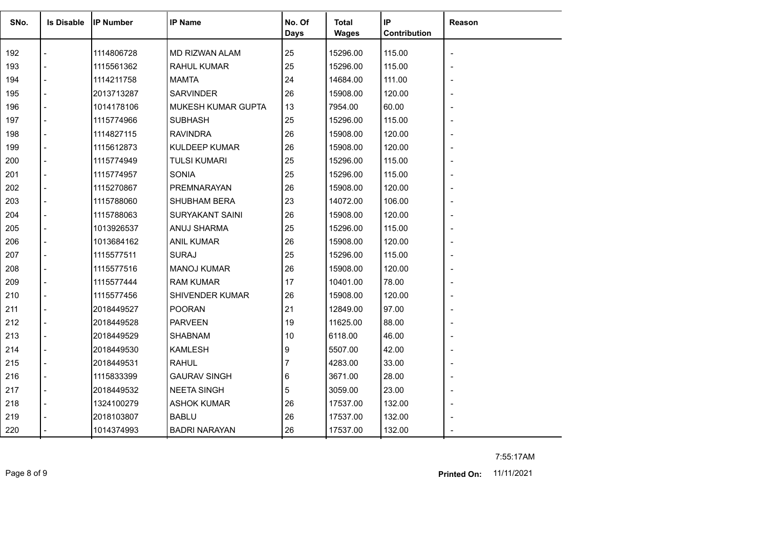| SNo. | Is Disable | IP Number | IP Name | No. Of Days | Total Wages | IP Contribution | Reason |
|---|---|---|---|---|---|---|---|
| 192 | - | 1114806728 | MD RIZWAN ALAM | 25 | 15296.00 | 115.00 | - |
| 193 | - | 1115561362 | RAHUL KUMAR | 25 | 15296.00 | 115.00 | - |
| 194 | - | 1114211758 | MAMTA | 24 | 14684.00 | 111.00 | - |
| 195 | - | 2013713287 | SARVINDER | 26 | 15908.00 | 120.00 | - |
| 196 | - | 1014178106 | MUKESH KUMAR GUPTA | 13 | 7954.00 | 60.00 | - |
| 197 | - | 1115774966 | SUBHASH | 25 | 15296.00 | 115.00 | - |
| 198 | - | 1114827115 | RAVINDRA | 26 | 15908.00 | 120.00 | - |
| 199 | - | 1115612873 | KULDEEP KUMAR | 26 | 15908.00 | 120.00 | - |
| 200 | - | 1115774949 | TULSI KUMARI | 25 | 15296.00 | 115.00 | - |
| 201 | - | 1115774957 | SONIA | 25 | 15296.00 | 115.00 | - |
| 202 | - | 1115270867 | PREMNARAYAN | 26 | 15908.00 | 120.00 | - |
| 203 | - | 1115788060 | SHUBHAM BERA | 23 | 14072.00 | 106.00 | - |
| 204 | - | 1115788063 | SURYAKANT SAINI | 26 | 15908.00 | 120.00 | - |
| 205 | - | 1013926537 | ANUJ SHARMA | 25 | 15296.00 | 115.00 | - |
| 206 | - | 1013684162 | ANIL KUMAR | 26 | 15908.00 | 120.00 | - |
| 207 | - | 1115577511 | SURAJ | 25 | 15296.00 | 115.00 | - |
| 208 | - | 1115577516 | MANOJ KUMAR | 26 | 15908.00 | 120.00 | - |
| 209 | - | 1115577444 | RAM KUMAR | 17 | 10401.00 | 78.00 | - |
| 210 | - | 1115577456 | SHIVENDER KUMAR | 26 | 15908.00 | 120.00 | - |
| 211 | - | 2018449527 | POORAN | 21 | 12849.00 | 97.00 | - |
| 212 | - | 2018449528 | PARVEEN | 19 | 11625.00 | 88.00 | - |
| 213 | - | 2018449529 | SHABNAM | 10 | 6118.00 | 46.00 | - |
| 214 | - | 2018449530 | KAMLESH | 9 | 5507.00 | 42.00 | - |
| 215 | - | 2018449531 | RAHUL | 7 | 4283.00 | 33.00 | - |
| 216 | - | 1115833399 | GAURAV SINGH | 6 | 3671.00 | 28.00 | - |
| 217 | - | 2018449532 | NEETA SINGH | 5 | 3059.00 | 23.00 | - |
| 218 | - | 1324100279 | ASHOK KUMAR | 26 | 17537.00 | 132.00 | - |
| 219 | - | 2018103807 | BABLU | 26 | 17537.00 | 132.00 | - |
| 220 | - | 1014374993 | BADRI NARAYAN | 26 | 17537.00 | 132.00 | - |

7:55:17AM

**Printed On:** 11/11/2021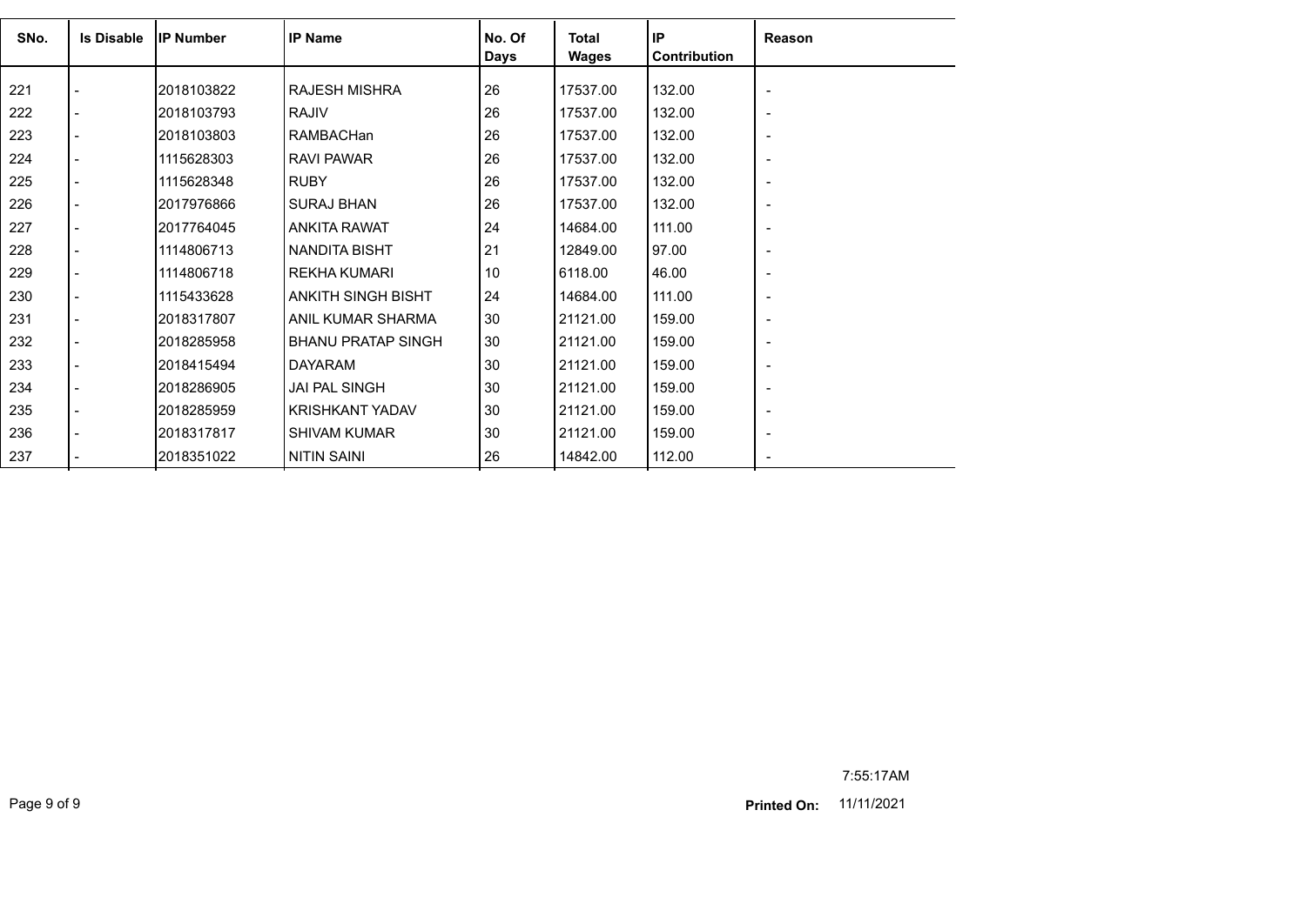| SNo. | Is Disable | IP Number | IP Name | No. Of Days | Total Wages | IP Contribution | Reason |
|---|---|---|---|---|---|---|---|
| 221 | - | 2018103822 | RAJESH MISHRA | 26 | 17537.00 | 132.00 | - |
| 222 | - | 2018103793 | RAJIV | 26 | 17537.00 | 132.00 | - |
| 223 | - | 2018103803 | RAMBACHan | 26 | 17537.00 | 132.00 | - |
| 224 | - | 1115628303 | RAVI PAWAR | 26 | 17537.00 | 132.00 | - |
| 225 | - | 1115628348 | RUBY | 26 | 17537.00 | 132.00 | - |
| 226 | - | 2017976866 | SURAJ BHAN | 26 | 17537.00 | 132.00 | - |
| 227 | - | 2017764045 | ANKITA RAWAT | 24 | 14684.00 | 111.00 | - |
| 228 | - | 1114806713 | NANDITA BISHT | 21 | 12849.00 | 97.00 | - |
| 229 | - | 1114806718 | REKHA KUMARI | 10 | 6118.00 | 46.00 | - |
| 230 | - | 1115433628 | ANKITH SINGH BISHT | 24 | 14684.00 | 111.00 | - |
| 231 | - | 2018317807 | ANIL KUMAR SHARMA | 30 | 21121.00 | 159.00 | - |
| 232 | - | 2018285958 | BHANU PRATAP SINGH | 30 | 21121.00 | 159.00 | - |
| 233 | - | 2018415494 | DAYARAM | 30 | 21121.00 | 159.00 | - |
| 234 | - | 2018286905 | JAI PAL SINGH | 30 | 21121.00 | 159.00 | - |
| 235 | - | 2018285959 | KRISHKANT YADAV | 30 | 21121.00 | 159.00 | - |
| 236 | - | 2018317817 | SHIVAM KUMAR | 30 | 21121.00 | 159.00 | - |
| 237 | - | 2018351022 | NITIN SAINI | 26 | 14842.00 | 112.00 | - |

7:55:17AM

**Printed On:** 11/11/2021